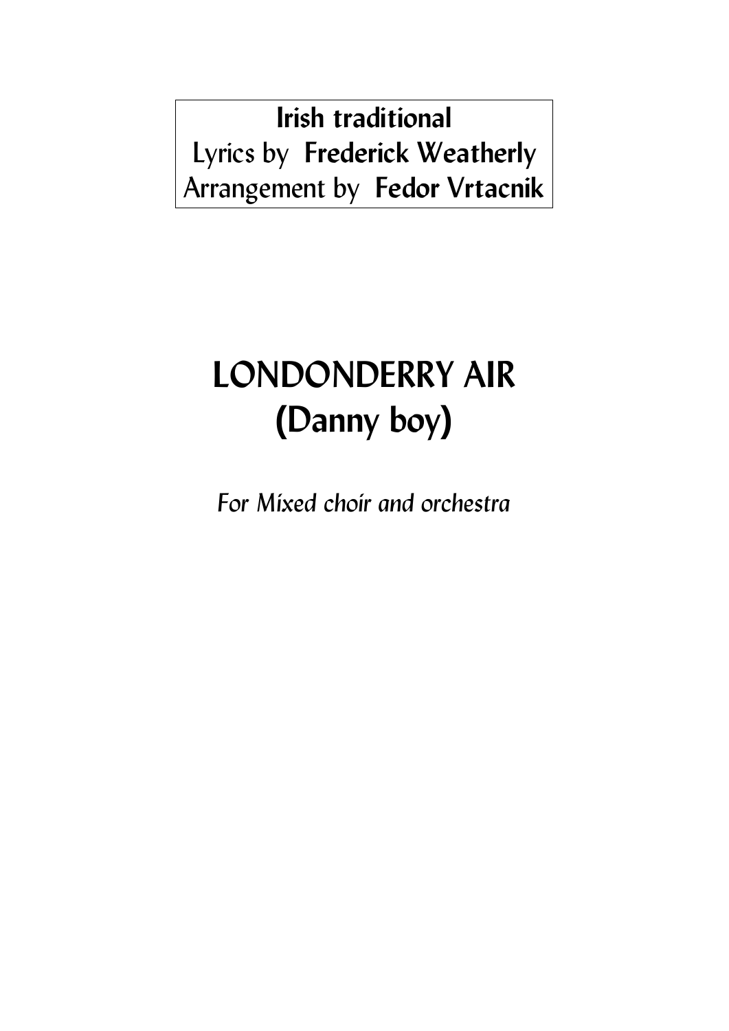**Irish traditional**
Lyrics by **Frederick Weatherly**
Arrangement by **Fedor Vrtacnik**

# LONDONDERRY AIR
# (Danny boy)

*For Mixed choir and orchestra*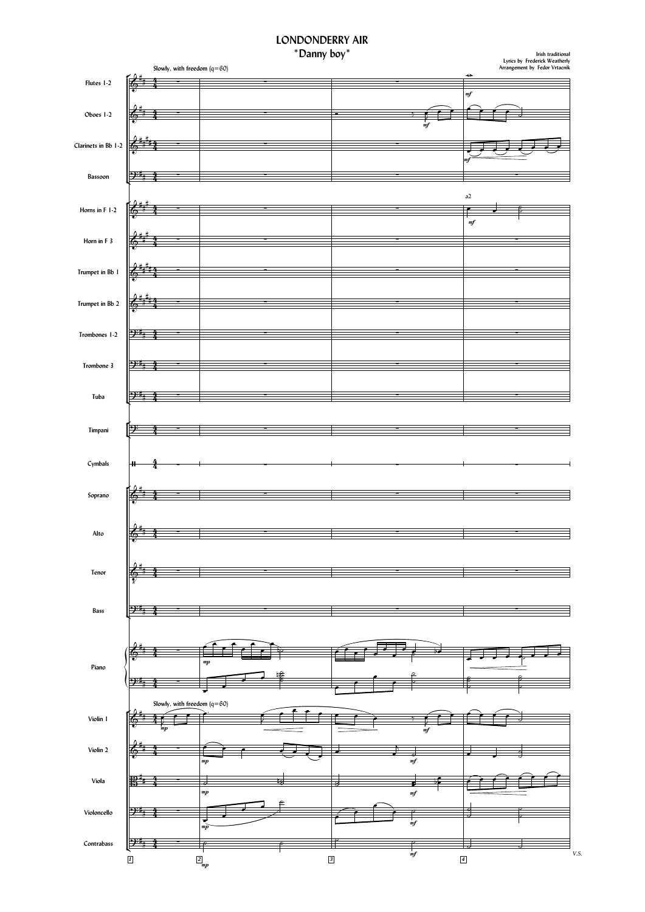# LONDONDERRY AIR

## "Danny boy"

Irish traditional
Lyrics by Frederick Weatherly
Arrangement by Fedor Vrtacnik

Slowly, with freedom (q=60)

Flutes 1-2
Oboes 1-2
Clarinets in Bb 1-2
Bassoon
Horns in F 1-2
Horn in F 3
Trumpet in Bb 1
Trumpet in Bb 2
Trombones 1-2
Trombone 3
Tuba
Timpani
Cymbals
Soprano
Alto
Tenor
Bass
Piano
Violin I
Violin 2
Viola
Violoncello
Contrabass

V.S.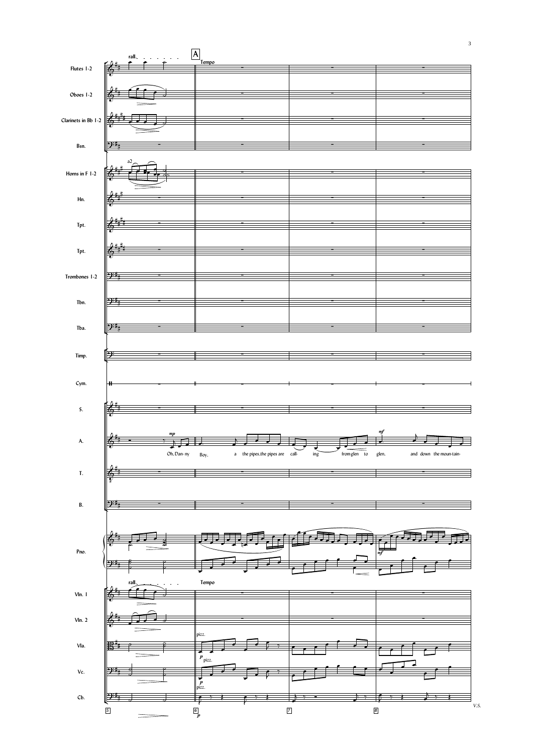rall. . . . . . . . A Tempo

Flutes 1-2

Oboes 1-2

Clarinets in Bb 1-2

Bsn.

Horns in F 1-2 (a2)

Hn.

Tpt.

Tpt.

Trombones 1-2

Tbn.

Tba.

Timp.

Cym.

S.

A. *mp* Oh, Dan-ny Boy, a the pipes, the pipes are call- ing from glen to glen, *mf* and down the moun-tain-

T.

B.

Pno. *mf*

rall. . . . . . . . Tempo

Vln. I

Vln. 2

Vla. pizz. *p*

Vc. pizz. *p*

Cb. pizz. *p*

5 6 7 8

V.S.